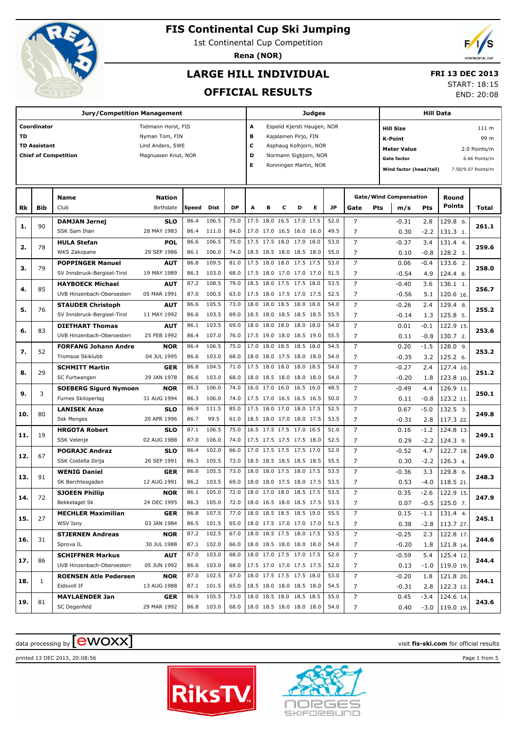# FIS Continental Cup Ski Jumping

1st Continental Cup Competition

**Rena (NOR)**

## LARGE HILL INDIVIDUAL

## OFFICIAL RESULTS

**FRI 13 DEC 2013**
START: 18:15
END: 20:08

| Jury/Competition Management | |
|---|---|
| **Coordinator** | Tielmann Horst, FIS |
| **TD** | Nyman Tom, FIN |
| **TD Assistant** | Lind Anders, SWE |
| **Chief of Competition** | Magnussen Knut, NOR |

| Judges | |
|---|---|
| **A** | Espelid Kjersti Haugen, NOR |
| **B** | Kajalainen Pirjo, FIN |
| **C** | Asphaug Kolhjorn, NOR |
| **D** | Normann Sigbjorn, NOR |
| **E** | Ronningen Martin, NOR |

| Hill Data | |
|---|---|
| **Hill Size** | 111 m |
| **K-Point** | 99 m |
| **Meter Value** | 2.0 Points/m |
| **Gate factor** | 6.66 Points/m |
| **Wind factor (head/tail)** | 7.50/9.07 Points/m |

| Rk | Bib | Name / Club | Nation / Birthdate | Speed | Dist | DP | A | B | C | D | E | JP | Gate | Pts | m/s | Pts | Round Points | Total |
|---|---|---|---|---|---|---|---|---|---|---|---|---|---|---|---|---|---|---|
| 1. | 90 | **DAMJAN Jernej** | **SLO** | 86.4 | 106.5 | 75.0 | 17.5 | 18.0 | 16.5 | 17.0 | 17.5 | 52.0 | 7 | | -0.31 | 2.8 | 129.8 6. | **261.1** |
| | | SSK Sam Ihan | 28 MAY 1983 | 86.4 | 111.0 | 84.0 | 17.0 | 17.0 | 16.5 | 16.0 | 16.0 | 49.5 | 7 | | 0.30 | -2.2 | 131.3 1. | |
| 2. | 78 | **HULA Stefan** | **POL** | 86.6 | 106.5 | 75.0 | 17.5 | 17.5 | 18.0 | 17.0 | 18.0 | 53.0 | 7 | | -0.37 | 3.4 | 131.4 4. | **259.6** |
| | | WKS Zakopane | 29 SEP 1986 | 86.1 | 106.0 | 74.0 | 18.5 | 18.5 | 18.0 | 18.5 | 18.0 | 55.0 | 7 | | 0.10 | -0.8 | 128.2 3. | |
| 3. | 79 | **POPPINGER Manuel** | **AUT** | 86.8 | 109.5 | 81.0 | 17.5 | 18.0 | 18.0 | 17.5 | 17.5 | 53.0 | 7 | | 0.06 | -0.4 | 133.6 2. | **258.0** |
| | | SV Innsbruck-Bergisel-Tirol | 19 MAY 1989 | 86.3 | 103.0 | 68.0 | 17.5 | 18.0 | 17.0 | 17.0 | 17.0 | 51.5 | 7 | | -0.54 | 4.9 | 124.4 8. | |
| 4. | 85 | **HAYBOECK Michael** | **AUT** | 87.2 | 108.5 | 79.0 | 18.5 | 18.0 | 17.5 | 17.5 | 18.0 | 53.5 | 7 | | -0.40 | 3.6 | 136.1 1. | **256.7** |
| | | UVB Hinzenbach-Oberoesterr | 05 MAR 1991 | 87.0 | 100.5 | 63.0 | 17.5 | 18.0 | 17.5 | 17.0 | 17.5 | 52.5 | 7 | | -0.56 | 5.1 | 120.6 16. | |
| 5. | 76 | **STAUDER Christoph** | **AUT** | 86.6 | 105.5 | 73.0 | 18.0 | 18.0 | 18.5 | 18.0 | 18.0 | 54.0 | 7 | | -0.26 | 2.4 | 129.4 8. | **255.2** |
| | | SV Innsbruck-Bergisel-Tirol | 11 MAY 1992 | 86.6 | 103.5 | 69.0 | 18.5 | 18.0 | 18.5 | 18.5 | 18.5 | 55.5 | 7 | | -0.14 | 1.3 | 125.8 5. | |
| 6. | 83 | **DIETHART Thomas** | **AUT** | 86.1 | 103.5 | 69.0 | 18.0 | 18.0 | 18.0 | 18.0 | 18.0 | 54.0 | 7 | | 0.01 | -0.1 | 122.9 15. | **253.6** |
| | | UVB Hinzenbach-Oberoesterr | 25 FEB 1992 | 86.4 | 107.0 | 76.0 | 17.5 | 19.0 | 18.0 | 18.5 | 19.0 | 55.5 | 7 | | 0.11 | -0.8 | 130.7 2. | |
| 7. | 52 | **FORFANG Johann Andre** | **NOR** | 86.4 | 106.5 | 75.0 | 17.0 | 18.0 | 18.5 | 18.5 | 18.0 | 54.5 | 7 | | 0.20 | -1.5 | 128.0 9. | **253.2** |
| | | Tromsoe Skiklubb | 04 JUL 1995 | 86.6 | 103.0 | 68.0 | 18.0 | 18.0 | 17.5 | 18.0 | 18.0 | 54.0 | 7 | | -0.35 | 3.2 | 125.2 6. | |
| 8. | 29 | **SCHMITT Martin** | **GER** | 86.8 | 104.5 | 71.0 | 17.5 | 18.0 | 18.0 | 18.0 | 18.5 | 54.0 | 7 | | -0.27 | 2.4 | 127.4 10. | **251.2** |
| | | SC Furtwangen | 29 JAN 1978 | 86.6 | 103.0 | 68.0 | 18.0 | 18.5 | 18.0 | 18.0 | 18.0 | 54.0 | 7 | | -0.20 | 1.8 | 123.8 10. | |
| 9. | 3 | **SOEBERG Sigurd Nymoen** | **NOR** | 86.3 | 106.0 | 74.0 | 16.0 | 17.0 | 16.0 | 16.5 | 16.0 | 48.5 | 7 | | -0.49 | 4.4 | 126.9 11. | **250.1** |
| | | Furnes Skiloperlag | 31 AUG 1994 | 86.3 | 106.0 | 74.0 | 17.5 | 17.0 | 16.5 | 16.5 | 16.5 | 50.0 | 7 | | 0.11 | -0.8 | 123.2 11. | |
| 10. | 80 | **LANISEK Anze** | **SLO** | 86.9 | 111.5 | 85.0 | 17.5 | 18.0 | 17.0 | 18.0 | 17.5 | 52.5 | 7 | | 0.67 | -5.0 | 132.5 3. | **249.8** |
| | | Ssk Menges | 20 APR 1996 | 86.7 | 99.5 | 61.0 | 18.5 | 18.0 | 17.0 | 18.0 | 17.5 | 53.5 | 7 | | -0.31 | 2.8 | 117.3 22. | |
| 11. | 19 | **HRGOTA Robert** | **SLO** | 87.1 | 106.5 | 75.0 | 16.5 | 17.5 | 17.5 | 17.0 | 16.5 | 51.0 | 7 | | 0.16 | -1.2 | 124.8 13. | **249.1** |
| | | SSK Velenje | 02 AUG 1988 | 87.0 | 106.0 | 74.0 | 17.5 | 17.5 | 17.5 | 17.5 | 18.0 | 52.5 | 7 | | 0.29 | -2.2 | 124.3 9. | |
| 12. | 67 | **POGRAJC Andraz** | **SLO** | 86.4 | 102.0 | 66.0 | 17.0 | 17.5 | 17.5 | 17.5 | 17.0 | 52.0 | 7 | | -0.52 | 4.7 | 122.7 18. | **249.0** |
| | | SSK Costella Ilirija | 26 SEP 1991 | 86.3 | 105.5 | 73.0 | 18.5 | 18.5 | 18.5 | 18.5 | 18.5 | 55.5 | 7 | | 0.30 | -2.2 | 126.3 4. | |
| 13. | 91 | **WENIG Daniel** | **GER** | 86.6 | 105.5 | 73.0 | 18.0 | 18.0 | 17.5 | 18.0 | 17.5 | 53.5 | 7 | | -0.36 | 3.3 | 129.8 6. | **248.3** |
| | | SK Berchtesgaden | 12 AUG 1991 | 86.2 | 103.5 | 69.0 | 18.0 | 18.0 | 17.5 | 18.0 | 17.5 | 53.5 | 7 | | 0.53 | -4.0 | 118.5 21. | |
| 14. | 72 | **SJOEEN Phillip** | **NOR** | 86.1 | 105.0 | 72.0 | 18.0 | 17.0 | 18.0 | 18.5 | 17.5 | 53.5 | 7 | | 0.35 | -2.6 | 122.9 15. | **247.9** |
| | | Bekkelaget Sk | 24 DEC 1995 | 86.3 | 105.0 | 72.0 | 18.0 | 16.5 | 18.0 | 18.5 | 17.5 | 53.5 | 7 | | 0.07 | -0.5 | 125.0 7. | |
| 15. | 27 | **MECHLER Maximilian** | **GER** | 86.8 | 107.5 | 77.0 | 18.0 | 18.5 | 18.5 | 18.5 | 19.0 | 55.5 | 7 | | 0.15 | -1.1 | 131.4 4. | **245.1** |
| | | WSV Isny | 03 JAN 1984 | 86.5 | 101.5 | 65.0 | 18.0 | 17.5 | 17.0 | 17.0 | 17.0 | 51.5 | 7 | | 0.38 | -2.8 | 113.7 27. | |
| 16. | 31 | **STJERNEN Andreas** | **NOR** | 87.2 | 102.5 | 67.0 | 18.0 | 18.5 | 17.5 | 18.0 | 17.5 | 53.5 | 7 | | -0.25 | 2.3 | 122.8 17. | **244.6** |
| | | Sprova IL | 30 JUL 1988 | 87.1 | 102.0 | 66.0 | 18.0 | 18.5 | 18.0 | 18.0 | 18.0 | 54.0 | 7 | | -0.20 | 1.8 | 121.8 14. | |
| 17. | 86 | **SCHIFFNER Markus** | **AUT** | 87.0 | 103.0 | 68.0 | 18.0 | 17.0 | 17.5 | 17.0 | 17.5 | 52.0 | 7 | | -0.59 | 5.4 | 125.4 12. | **244.4** |
| | | UVB Hinzenbach-Oberoesterr | 05 JUN 1992 | 86.6 | 103.0 | 68.0 | 17.5 | 17.0 | 17.0 | 17.5 | 17.5 | 52.0 | 7 | | 0.13 | -1.0 | 119.0 19. | |
| 18. | 1 | **ROENSEN Atle Pedersen** | **NOR** | 87.0 | 102.5 | 67.0 | 18.0 | 17.5 | 17.5 | 17.5 | 18.0 | 53.0 | 7 | | -0.20 | 1.8 | 121.8 20. | **244.1** |
| | | Eidsvoll IF | 13 AUG 1988 | 87.1 | 101.5 | 65.0 | 18.5 | 18.0 | 18.0 | 18.5 | 18.0 | 54.5 | 7 | | -0.31 | 2.8 | 122.3 12. | |
| 19. | 81 | **MAYLAENDER Jan** | **GER** | 86.9 | 105.5 | 73.0 | 18.0 | 18.5 | 18.0 | 18.5 | 18.5 | 55.0 | 7 | | 0.45 | -3.4 | 124.6 14. | **243.6** |
| | | SC Degenfeld | 29 MAR 1992 | 86.8 | 103.0 | 68.0 | 18.0 | 18.5 | 18.0 | 18.0 | 18.0 | 54.0 | 7 | | 0.40 | -3.0 | 119.0 19. | |

data processing by ewoxx — visit **fis-ski.com** for official results

printed 13 DEC 2013, 20:08:56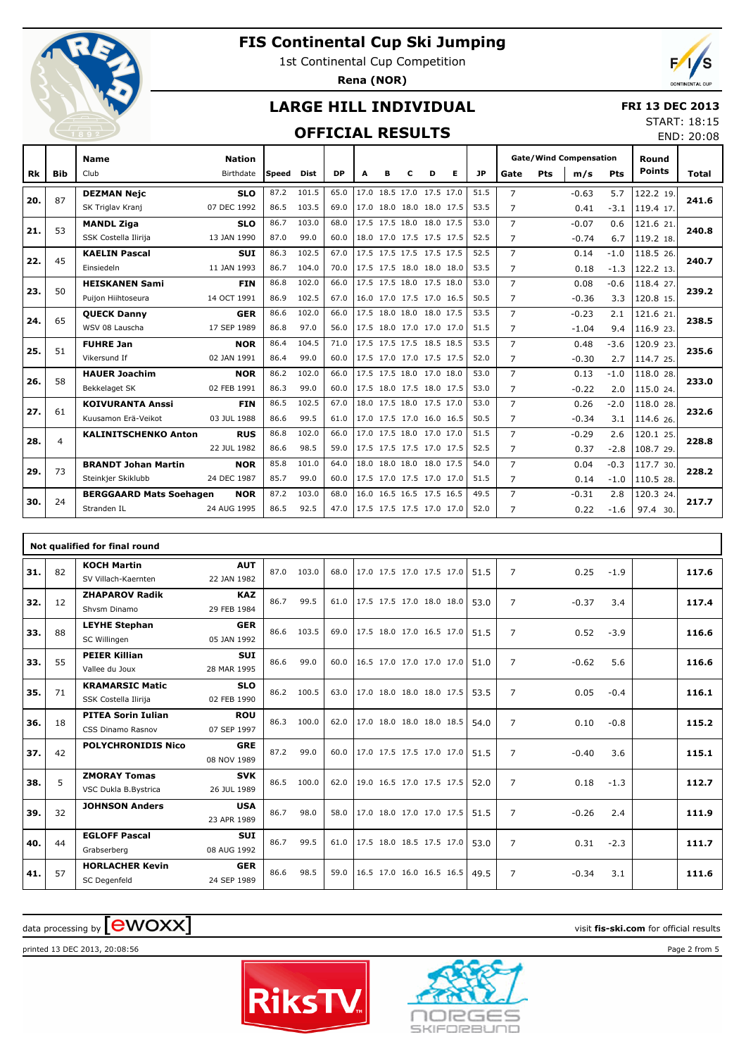# FIS Continental Cup Ski Jumping

1st Continental Cup Competition

**Rena (NOR)**

## LARGE HILL INDIVIDUAL

## OFFICIAL RESULTS

**FRI 13 DEC 2013**
START: 18:15
END: 20:08

| Rk | Bib | Name / Club | Nation / Birthdate | Speed | Dist | DP | A | B | C | D | E | JP | Gate | Pts | m/s | Pts | Round Points | Total |
|---|---|---|---|---|---|---|---|---|---|---|---|---|---|---|---|---|---|---|
| **20.** | 87 | **DEZMAN Nejc** | **SLO** | 87.2 | 101.5 | 65.0 | 17.0 | 18.5 | 17.0 | 17.5 | 17.0 | 51.5 | 7 | | -0.63 | 5.7 | 122.2 19. | **241.6** |
| | | SK Triglav Kranj | 07 DEC 1992 | 86.5 | 103.5 | 69.0 | 17.0 | 18.0 | 18.0 | 18.0 | 17.5 | 53.5 | 7 | | 0.41 | -3.1 | 119.4 17. | |
| **21.** | 53 | **MANDL Ziga** | **SLO** | 86.7 | 103.0 | 68.0 | 17.5 | 17.5 | 18.0 | 18.0 | 17.5 | 53.0 | 7 | | -0.07 | 0.6 | 121.6 21. | **240.8** |
| | | SSK Costella Ilirija | 13 JAN 1990 | 87.0 | 99.0 | 60.0 | 18.0 | 17.0 | 17.5 | 17.5 | 17.5 | 52.5 | 7 | | -0.74 | 6.7 | 119.2 18. | |
| **22.** | 45 | **KAELIN Pascal** | **SUI** | 86.3 | 102.5 | 67.0 | 17.5 | 17.5 | 17.5 | 17.5 | 17.5 | 52.5 | 7 | | 0.14 | -1.0 | 118.5 26. | **240.7** |
| | | Einsiedeln | 11 JAN 1993 | 86.7 | 104.0 | 70.0 | 17.5 | 17.5 | 18.0 | 18.0 | 18.0 | 53.5 | 7 | | 0.18 | -1.3 | 122.2 13. | |
| **23.** | 50 | **HEISKANEN Sami** | **FIN** | 86.8 | 102.0 | 66.0 | 17.5 | 17.5 | 18.0 | 17.5 | 18.0 | 53.0 | 7 | | 0.08 | -0.6 | 118.4 27. | **239.2** |
| | | Puijon Hiihtoseura | 14 OCT 1991 | 86.9 | 102.5 | 67.0 | 16.0 | 17.0 | 17.5 | 17.0 | 16.5 | 50.5 | 7 | | -0.36 | 3.3 | 120.8 15. | |
| **24.** | 65 | **QUECK Danny** | **GER** | 86.6 | 102.0 | 66.0 | 17.5 | 18.0 | 18.0 | 18.0 | 17.5 | 53.5 | 7 | | -0.23 | 2.1 | 121.6 21. | **238.5** |
| | | WSV 08 Lauscha | 17 SEP 1989 | 86.8 | 97.0 | 56.0 | 17.5 | 18.0 | 17.0 | 17.0 | 17.0 | 51.5 | 7 | | -1.04 | 9.4 | 116.9 23. | |
| **25.** | 51 | **FUHRE Jan** | **NOR** | 86.4 | 104.5 | 71.0 | 17.5 | 17.5 | 17.5 | 18.5 | 18.5 | 53.5 | 7 | | 0.48 | -3.6 | 120.9 23. | **235.6** |
| | | Vikersund If | 02 JAN 1991 | 86.4 | 99.0 | 60.0 | 17.5 | 17.0 | 17.0 | 17.5 | 17.5 | 52.0 | 7 | | -0.30 | 2.7 | 114.7 25. | |
| **26.** | 58 | **HAUER Joachim** | **NOR** | 86.2 | 102.0 | 66.0 | 17.5 | 17.5 | 18.0 | 17.0 | 18.0 | 53.0 | 7 | | 0.13 | -1.0 | 118.0 28. | **233.0** |
| | | Bekkelaget SK | 02 FEB 1991 | 86.3 | 99.0 | 60.0 | 17.5 | 18.0 | 17.5 | 18.0 | 17.5 | 53.0 | 7 | | -0.22 | 2.0 | 115.0 24. | |
| **27.** | 61 | **KOIVURANTA Anssi** | **FIN** | 86.5 | 102.5 | 67.0 | 18.0 | 17.5 | 18.0 | 17.5 | 17.0 | 53.0 | 7 | | 0.26 | -2.0 | 118.0 28. | **232.6** |
| | | Kuusamon Erä-Veikot | 03 JUL 1988 | 86.6 | 99.5 | 61.0 | 17.0 | 17.5 | 17.0 | 16.0 | 16.5 | 50.5 | 7 | | -0.34 | 3.1 | 114.6 26. | |
| **28.** | 4 | **KALINITSCHENKO Anton** | **RUS** | 86.8 | 102.0 | 66.0 | 17.0 | 17.5 | 18.0 | 17.0 | 17.0 | 51.5 | 7 | | -0.29 | 2.6 | 120.1 25. | **228.8** |
| | | | 22 JUL 1982 | 86.6 | 98.5 | 59.0 | 17.5 | 17.5 | 17.5 | 17.0 | 17.5 | 52.5 | 7 | | 0.37 | -2.8 | 108.7 29. | |
| **29.** | 73 | **BRANDT Johan Martin** | **NOR** | 85.8 | 101.0 | 64.0 | 18.0 | 18.0 | 18.0 | 18.0 | 17.5 | 54.0 | 7 | | 0.04 | -0.3 | 117.7 30. | **228.2** |
| | | Steinkjer Skiklubb | 24 DEC 1987 | 85.7 | 99.0 | 60.0 | 17.5 | 17.0 | 17.5 | 17.0 | 17.0 | 51.5 | 7 | | 0.14 | -1.0 | 110.5 28. | |
| **30.** | 24 | **BERGGAARD Mats Soehagen** | **NOR** | 87.2 | 103.0 | 68.0 | 16.0 | 16.5 | 16.5 | 17.5 | 16.5 | 49.5 | 7 | | -0.31 | 2.8 | 120.3 24. | **217.7** |
| | | Stranden IL | 24 AUG 1995 | 86.5 | 92.5 | 47.0 | 17.5 | 17.5 | 17.5 | 17.0 | 17.0 | 52.0 | 7 | | 0.22 | -1.6 | 97.4 30. | |

**Not qualified for final round**

| Rk | Bib | Name / Club | Nation / Birthdate | Speed | Dist | DP | A | B | C | D | E | JP | Gate | Pts | m/s | Pts | Round Points | Total |
|---|---|---|---|---|---|---|---|---|---|---|---|---|---|---|---|---|---|---|
| **31.** | 82 | **KOCH Martin** / SV Villach-Kaernten | **AUT** / 22 JAN 1982 | 87.0 | 103.0 | 68.0 | 17.0 | 17.5 | 17.0 | 17.5 | 17.0 | 51.5 | 7 | | 0.25 | -1.9 | | **117.6** |
| **32.** | 12 | **ZHAPAROV Radik** / Shvsm Dinamo | **KAZ** / 29 FEB 1984 | 86.7 | 99.5 | 61.0 | 17.5 | 17.5 | 17.0 | 18.0 | 18.0 | 53.0 | 7 | | -0.37 | 3.4 | | **117.4** |
| **33.** | 88 | **LEYHE Stephan** / SC Willingen | **GER** / 05 JAN 1992 | 86.6 | 103.5 | 69.0 | 17.5 | 18.0 | 17.0 | 16.5 | 17.0 | 51.5 | 7 | | 0.52 | -3.9 | | **116.6** |
| **33.** | 55 | **PEIER Killian** / Vallee du Joux | **SUI** / 28 MAR 1995 | 86.6 | 99.0 | 60.0 | 16.5 | 17.0 | 17.0 | 17.0 | 17.0 | 51.0 | 7 | | -0.62 | 5.6 | | **116.6** |
| **35.** | 71 | **KRAMARSIC Matic** / SSK Costella Ilirija | **SLO** / 02 FEB 1990 | 86.2 | 100.5 | 63.0 | 17.0 | 18.0 | 18.0 | 18.0 | 17.5 | 53.5 | 7 | | 0.05 | -0.4 | | **116.1** |
| **36.** | 18 | **PITEA Sorin Iulian** / CSS Dinamo Rasnov | **ROU** / 07 SEP 1997 | 86.3 | 100.0 | 62.0 | 17.0 | 18.0 | 18.0 | 18.0 | 18.5 | 54.0 | 7 | | 0.10 | -0.8 | | **115.2** |
| **37.** | 42 | **POLYCHRONIDIS Nico** | **GRE** / 08 NOV 1989 | 87.2 | 99.0 | 60.0 | 17.0 | 17.5 | 17.5 | 17.0 | 17.0 | 51.5 | 7 | | -0.40 | 3.6 | | **115.1** |
| **38.** | 5 | **ZMORAY Tomas** / VSC Dukla B.Bystrica | **SVK** / 26 JUL 1989 | 86.5 | 100.0 | 62.0 | 19.0 | 16.5 | 17.0 | 17.5 | 17.5 | 52.0 | 7 | | 0.18 | -1.3 | | **112.7** |
| **39.** | 32 | **JOHNSON Anders** | **USA** / 23 APR 1989 | 86.7 | 98.0 | 58.0 | 17.0 | 18.0 | 17.0 | 17.0 | 17.5 | 51.5 | 7 | | -0.26 | 2.4 | | **111.9** |
| **40.** | 44 | **EGLOFF Pascal** / Grabserberg | **SUI** / 08 AUG 1992 | 86.7 | 99.5 | 61.0 | 17.5 | 18.0 | 18.5 | 17.5 | 17.0 | 53.0 | 7 | | 0.31 | -2.3 | | **111.7** |
| **41.** | 57 | **HORLACHER Kevin** / SC Degenfeld | **GER** / 24 SEP 1989 | 86.6 | 98.5 | 59.0 | 16.5 | 17.0 | 16.0 | 16.5 | 16.5 | 49.5 | 7 | | -0.34 | 3.1 | | **111.6** |

data processing by ewoxx — visit **fis-ski.com** for official results

printed 13 DEC 2013, 20:08:56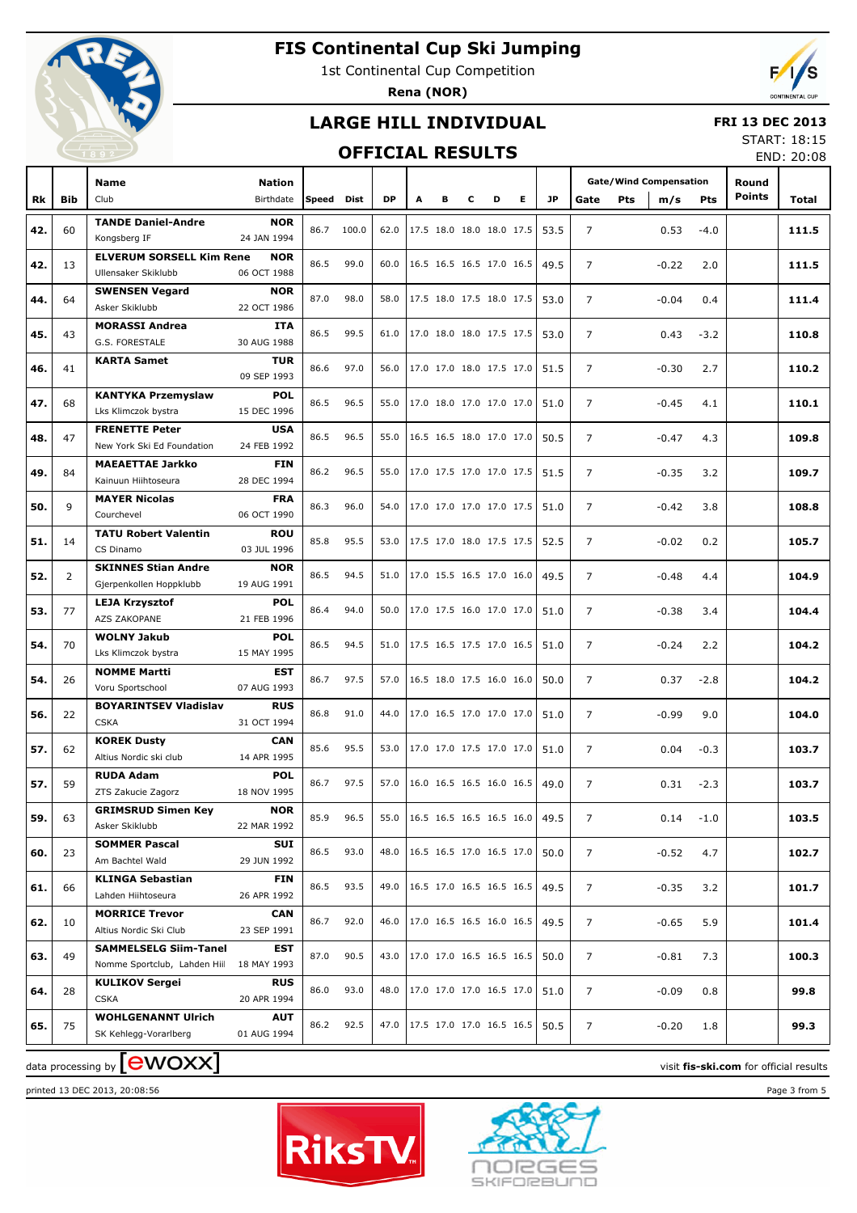# FIS Continental Cup Ski Jumping

1st Continental Cup Competition

**Rena (NOR)**

## LARGE HILL INDIVIDUAL

## OFFICIAL RESULTS

**FRI 13 DEC 2013**
START: 18:15
END: 20:08

| Rk | Bib | Name / Club | Nation / Birthdate | Speed | Dist | DP | A | B | C | D | E | JP | Gate | Pts | m/s | Pts | Round Points | Total |
|---|---|---|---|---|---|---|---|---|---|---|---|---|---|---|---|---|---|---|
| 42. | 60 | TANDE Daniel-Andre / Kongsberg IF | NOR / 24 JAN 1994 | 86.7 | 100.0 | 62.0 | 17.5 | 18.0 | 18.0 | 18.0 | 17.5 | 53.5 | 7 | | 0.53 | -4.0 | | 111.5 |
| 42. | 13 | ELVERUM SORSELL Kim Rene / Ullensaker Skiklubb | NOR / 06 OCT 1988 | 86.5 | 99.0 | 60.0 | 16.5 | 16.5 | 16.5 | 17.0 | 16.5 | 49.5 | 7 | | -0.22 | 2.0 | | 111.5 |
| 44. | 64 | SWENSEN Vegard / Asker Skiklubb | NOR / 22 OCT 1986 | 87.0 | 98.0 | 58.0 | 17.5 | 18.0 | 17.5 | 18.0 | 17.5 | 53.0 | 7 | | -0.04 | 0.4 | | 111.4 |
| 45. | 43 | MORASSI Andrea / G.S. FORESTALE | ITA / 30 AUG 1988 | 86.5 | 99.5 | 61.0 | 17.0 | 18.0 | 18.0 | 17.5 | 17.5 | 53.0 | 7 | | 0.43 | -3.2 | | 110.8 |
| 46. | 41 | KARTA Samet | TUR / 09 SEP 1993 | 86.6 | 97.0 | 56.0 | 17.0 | 17.0 | 18.0 | 17.5 | 17.0 | 51.5 | 7 | | -0.30 | 2.7 | | 110.2 |
| 47. | 68 | KANTYKA Przemyslaw / Lks Klimczok bystra | POL / 15 DEC 1996 | 86.5 | 96.5 | 55.0 | 17.0 | 18.0 | 17.0 | 17.0 | 17.0 | 51.0 | 7 | | -0.45 | 4.1 | | 110.1 |
| 48. | 47 | FRENETTE Peter / New York Ski Ed Foundation | USA / 24 FEB 1992 | 86.5 | 96.5 | 55.0 | 16.5 | 16.5 | 18.0 | 17.0 | 17.0 | 50.5 | 7 | | -0.47 | 4.3 | | 109.8 |
| 49. | 84 | MAEAETTAE Jarkko / Kainuun Hiihtoseura | FIN / 28 DEC 1994 | 86.2 | 96.5 | 55.0 | 17.0 | 17.5 | 17.0 | 17.0 | 17.5 | 51.5 | 7 | | -0.35 | 3.2 | | 109.7 |
| 50. | 9 | MAYER Nicolas / Courchevel | FRA / 06 OCT 1990 | 86.3 | 96.0 | 54.0 | 17.0 | 17.0 | 17.0 | 17.0 | 17.5 | 51.0 | 7 | | -0.42 | 3.8 | | 108.8 |
| 51. | 14 | TATU Robert Valentin / CS Dinamo | ROU / 03 JUL 1996 | 85.8 | 95.5 | 53.0 | 17.5 | 17.0 | 18.0 | 17.5 | 17.5 | 52.5 | 7 | | -0.02 | 0.2 | | 105.7 |
| 52. | 2 | SKINNES Stian Andre / Gjerpenkollen Hoppklubb | NOR / 19 AUG 1991 | 86.5 | 94.5 | 51.0 | 17.0 | 15.5 | 16.5 | 17.0 | 16.0 | 49.5 | 7 | | -0.48 | 4.4 | | 104.9 |
| 53. | 77 | LEJA Krzysztof / AZS ZAKOPANE | POL / 21 FEB 1996 | 86.4 | 94.0 | 50.0 | 17.0 | 17.5 | 16.0 | 17.0 | 17.0 | 51.0 | 7 | | -0.38 | 3.4 | | 104.4 |
| 54. | 70 | WOLNY Jakub / Lks Klimczok bystra | POL / 15 MAY 1995 | 86.5 | 94.5 | 51.0 | 17.5 | 16.5 | 17.5 | 17.0 | 16.5 | 51.0 | 7 | | -0.24 | 2.2 | | 104.2 |
| 54. | 26 | NOMME Martti / Voru Sportschool | EST / 07 AUG 1993 | 86.7 | 97.5 | 57.0 | 16.5 | 18.0 | 17.5 | 16.0 | 16.0 | 50.0 | 7 | | 0.37 | -2.8 | | 104.2 |
| 56. | 22 | BOYARINTSEV Vladislav / CSKA | RUS / 31 OCT 1994 | 86.8 | 91.0 | 44.0 | 17.0 | 16.5 | 17.0 | 17.0 | 17.0 | 51.0 | 7 | | -0.99 | 9.0 | | 104.0 |
| 57. | 62 | KOREK Dusty / Altius Nordic ski club | CAN / 14 APR 1995 | 85.6 | 95.5 | 53.0 | 17.0 | 17.0 | 17.5 | 17.0 | 17.0 | 51.0 | 7 | | 0.04 | -0.3 | | 103.7 |
| 57. | 59 | RUDA Adam / ZTS Zakucie Zagorz | POL / 18 NOV 1995 | 86.7 | 97.5 | 57.0 | 16.0 | 16.5 | 16.5 | 16.0 | 16.5 | 49.0 | 7 | | 0.31 | -2.3 | | 103.7 |
| 59. | 63 | GRIMSRUD Simen Key / Asker Skiklubb | NOR / 22 MAR 1992 | 85.9 | 96.5 | 55.0 | 16.5 | 16.5 | 16.5 | 16.5 | 16.0 | 49.5 | 7 | | 0.14 | -1.0 | | 103.5 |
| 60. | 23 | SOMMER Pascal / Am Bachtel Wald | SUI / 29 JUN 1992 | 86.5 | 93.0 | 48.0 | 16.5 | 16.5 | 17.0 | 16.5 | 17.0 | 50.0 | 7 | | -0.52 | 4.7 | | 102.7 |
| 61. | 66 | KLINGA Sebastian / Lahden Hiihtoseura | FIN / 26 APR 1992 | 86.5 | 93.5 | 49.0 | 16.5 | 17.0 | 16.5 | 16.5 | 16.5 | 49.5 | 7 | | -0.35 | 3.2 | | 101.7 |
| 62. | 10 | MORRICE Trevor / Altius Nordic Ski Club | CAN / 23 SEP 1991 | 86.7 | 92.0 | 46.0 | 17.0 | 16.5 | 16.5 | 16.0 | 16.5 | 49.5 | 7 | | -0.65 | 5.9 | | 101.4 |
| 63. | 49 | SAMMELSELG Siim-Tanel / Nomme Sportclub, Lahden Hiil | EST / 18 MAY 1993 | 87.0 | 90.5 | 43.0 | 17.0 | 17.0 | 16.5 | 16.5 | 16.5 | 50.0 | 7 | | -0.81 | 7.3 | | 100.3 |
| 64. | 28 | KULIKOV Sergei / CSKA | RUS / 20 APR 1994 | 86.0 | 93.0 | 48.0 | 17.0 | 17.0 | 17.0 | 16.5 | 17.0 | 51.0 | 7 | | -0.09 | 0.8 | | 99.8 |
| 65. | 75 | WOHLGENANNT Ulrich / SK Kehlegg-Vorarlberg | AUT / 01 AUG 1994 | 86.2 | 92.5 | 47.0 | 17.5 | 17.0 | 17.0 | 16.5 | 16.5 | 50.5 | 7 | | -0.20 | 1.8 | | 99.3 |

data processing by ewoxx — visit fis-ski.com for official results

printed 13 DEC 2013, 20:08:56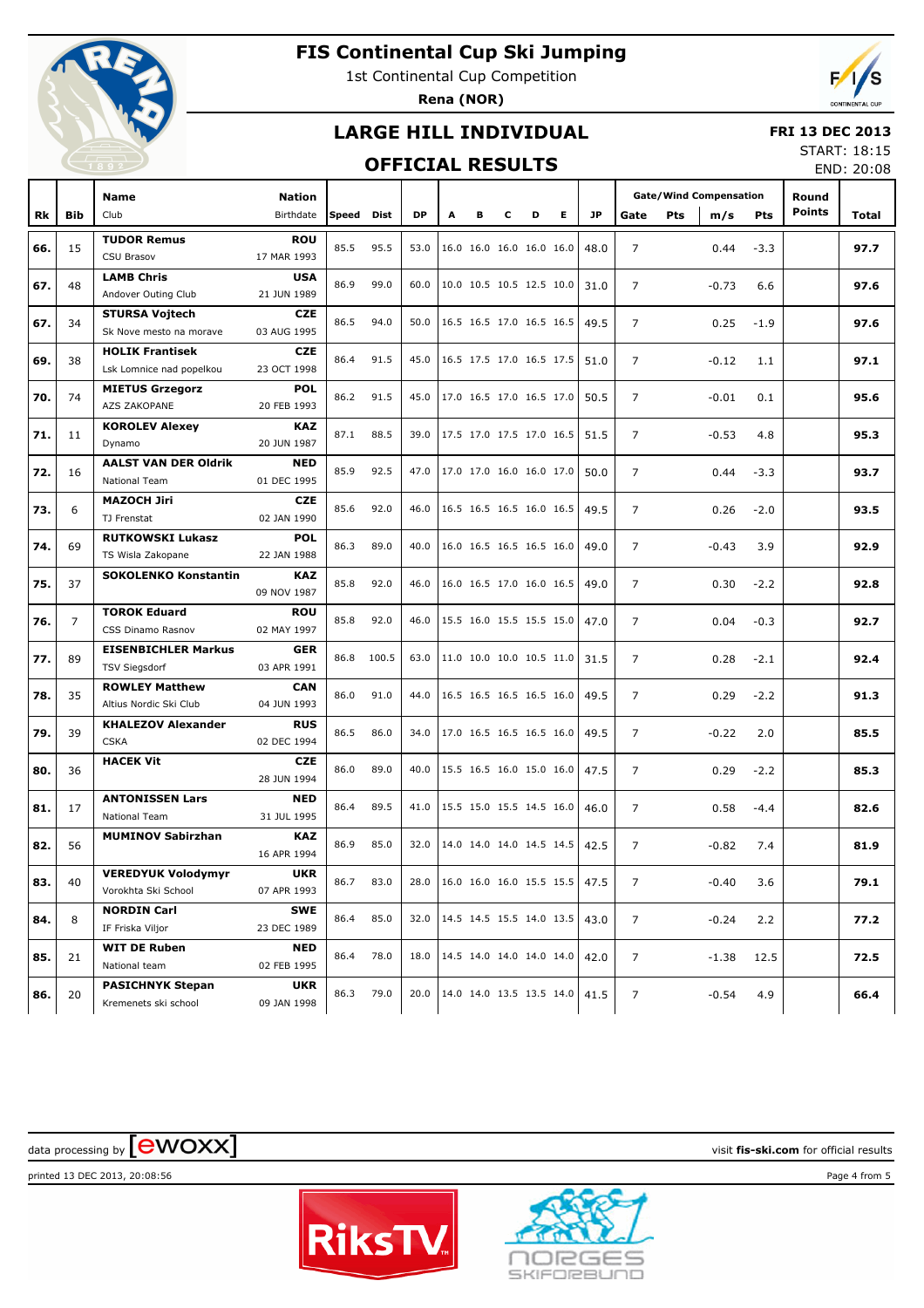# FIS Continental Cup Ski Jumping

1st Continental Cup Competition

**Rena (NOR)**

## LARGE HILL INDIVIDUAL

## OFFICIAL RESULTS

**FRI 13 DEC 2013**

START: 18:15

END: 20:08

| Rk | Bib | Name / Club | Nation / Birthdate | Speed | Dist | DP | A | B | C | D | E | JP | Gate | Pts | m/s | Pts | Round Points | Total |
|---|---|---|---|---|---|---|---|---|---|---|---|---|---|---|---|---|---|---|
| 66. | 15 | **TUDOR Remus** CSU Brasov | **ROU** 17 MAR 1993 | 85.5 | 95.5 | 53.0 | 16.0 | 16.0 | 16.0 | 16.0 | 16.0 | 48.0 | 7 | | 0.44 | -3.3 | | **97.7** |
| 67. | 48 | **LAMB Chris** Andover Outing Club | **USA** 21 JUN 1989 | 86.9 | 99.0 | 60.0 | 10.0 | 10.5 | 10.5 | 12.5 | 10.0 | 31.0 | 7 | | -0.73 | 6.6 | | **97.6** |
| 67. | 34 | **STURSA Vojtech** Sk Nove mesto na morave | **CZE** 03 AUG 1995 | 86.5 | 94.0 | 50.0 | 16.5 | 16.5 | 17.0 | 16.5 | 16.5 | 49.5 | 7 | | 0.25 | -1.9 | | **97.6** |
| 69. | 38 | **HOLIK Frantisek** Lsk Lomnice nad popelkou | **CZE** 23 OCT 1998 | 86.4 | 91.5 | 45.0 | 16.5 | 17.5 | 17.0 | 16.5 | 17.5 | 51.0 | 7 | | -0.12 | 1.1 | | **97.1** |
| 70. | 74 | **MIETUS Grzegorz** AZS ZAKOPANE | **POL** 20 FEB 1993 | 86.2 | 91.5 | 45.0 | 17.0 | 16.5 | 17.0 | 16.5 | 17.0 | 50.5 | 7 | | -0.01 | 0.1 | | **95.6** |
| 71. | 11 | **KOROLEV Alexey** Dynamo | **KAZ** 20 JUN 1987 | 87.1 | 88.5 | 39.0 | 17.5 | 17.0 | 17.5 | 17.0 | 16.5 | 51.5 | 7 | | -0.53 | 4.8 | | **95.3** |
| 72. | 16 | **AALST VAN DER Oldrik** National Team | **NED** 01 DEC 1995 | 85.9 | 92.5 | 47.0 | 17.0 | 17.0 | 16.0 | 16.0 | 17.0 | 50.0 | 7 | | 0.44 | -3.3 | | **93.7** |
| 73. | 6 | **MAZOCH Jiri** TJ Frenstat | **CZE** 02 JAN 1990 | 85.6 | 92.0 | 46.0 | 16.5 | 16.5 | 16.5 | 16.0 | 16.5 | 49.5 | 7 | | 0.26 | -2.0 | | **93.5** |
| 74. | 69 | **RUTKOWSKI Lukasz** TS Wisla Zakopane | **POL** 22 JAN 1988 | 86.3 | 89.0 | 40.0 | 16.0 | 16.5 | 16.5 | 16.5 | 16.0 | 49.0 | 7 | | -0.43 | 3.9 | | **92.9** |
| 75. | 37 | **SOKOLENKO Konstantin** | **KAZ** 09 NOV 1987 | 85.8 | 92.0 | 46.0 | 16.0 | 16.5 | 17.0 | 16.0 | 16.5 | 49.0 | 7 | | 0.30 | -2.2 | | **92.8** |
| 76. | 7 | **TOROK Eduard** CSS Dinamo Rasnov | **ROU** 02 MAY 1997 | 85.8 | 92.0 | 46.0 | 15.5 | 16.0 | 15.5 | 15.5 | 15.0 | 47.0 | 7 | | 0.04 | -0.3 | | **92.7** |
| 77. | 89 | **EISENBICHLER Markus** TSV Siegsdorf | **GER** 03 APR 1991 | 86.8 | 100.5 | 63.0 | 11.0 | 10.0 | 10.0 | 10.5 | 11.0 | 31.5 | 7 | | 0.28 | -2.1 | | **92.4** |
| 78. | 35 | **ROWLEY Matthew** Altius Nordic Ski Club | **CAN** 04 JUN 1993 | 86.0 | 91.0 | 44.0 | 16.5 | 16.5 | 16.5 | 16.5 | 16.0 | 49.5 | 7 | | 0.29 | -2.2 | | **91.3** |
| 79. | 39 | **KHALEZOV Alexander** CSKA | **RUS** 02 DEC 1994 | 86.5 | 86.0 | 34.0 | 17.0 | 16.5 | 16.5 | 16.5 | 16.0 | 49.5 | 7 | | -0.22 | 2.0 | | **85.5** |
| 80. | 36 | **HACEK Vit** | **CZE** 28 JUN 1994 | 86.0 | 89.0 | 40.0 | 15.5 | 16.5 | 16.0 | 15.0 | 16.0 | 47.5 | 7 | | 0.29 | -2.2 | | **85.3** |
| 81. | 17 | **ANTONISSEN Lars** National Team | **NED** 31 JUL 1995 | 86.4 | 89.5 | 41.0 | 15.5 | 15.0 | 15.5 | 14.5 | 16.0 | 46.0 | 7 | | 0.58 | -4.4 | | **82.6** |
| 82. | 56 | **MUMINOV Sabirzhan** | **KAZ** 16 APR 1994 | 86.9 | 85.0 | 32.0 | 14.0 | 14.0 | 14.0 | 14.5 | 14.5 | 42.5 | 7 | | -0.82 | 7.4 | | **81.9** |
| 83. | 40 | **VEREDYUK Volodymyr** Vorokhta Ski School | **UKR** 07 APR 1993 | 86.7 | 83.0 | 28.0 | 16.0 | 16.0 | 16.0 | 15.5 | 15.5 | 47.5 | 7 | | -0.40 | 3.6 | | **79.1** |
| 84. | 8 | **NORDIN Carl** IF Friska Viljor | **SWE** 23 DEC 1989 | 86.4 | 85.0 | 32.0 | 14.5 | 14.5 | 15.5 | 14.0 | 13.5 | 43.0 | 7 | | -0.24 | 2.2 | | **77.2** |
| 85. | 21 | **WIT DE Ruben** National team | **NED** 02 FEB 1995 | 86.4 | 78.0 | 18.0 | 14.5 | 14.0 | 14.0 | 14.0 | 14.0 | 42.0 | 7 | | -1.38 | 12.5 | | **72.5** |
| 86. | 20 | **PASICHNYK Stepan** Kremenets ski school | **UKR** 09 JAN 1998 | 86.3 | 79.0 | 20.0 | 14.0 | 14.0 | 13.5 | 13.5 | 14.0 | 41.5 | 7 | | -0.54 | 4.9 | | **66.4** |

data processing by [ewoxx]

visit **fis-ski.com** for official results

printed 13 DEC 2013, 20:08:56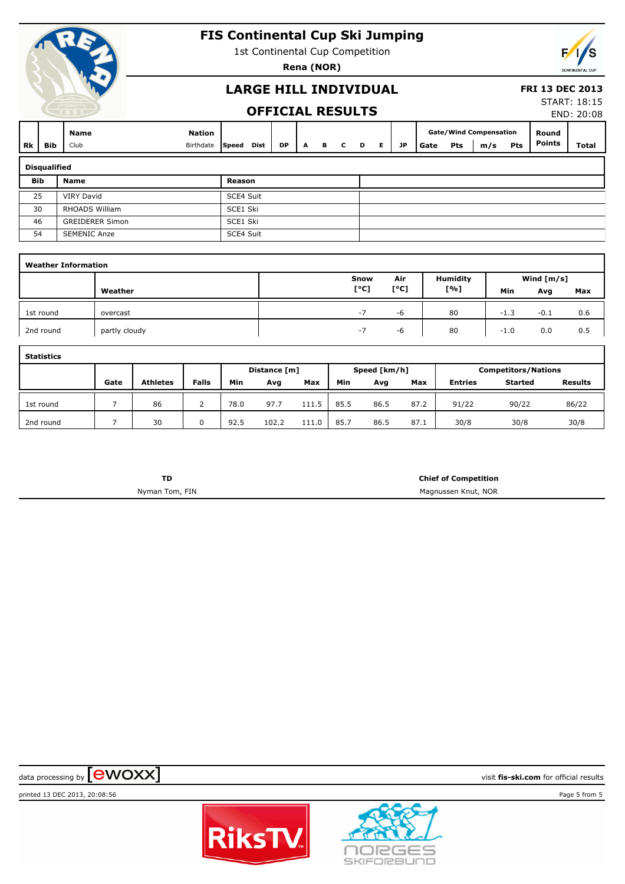# FIS Continental Cup Ski Jumping

1st Continental Cup Competition

**Rena (NOR)**

## LARGE HILL INDIVIDUAL

**FRI 13 DEC 2013**

START: 18:15

## OFFICIAL RESULTS

END: 20:08

| Rk | Bib | Name / Club | Nation / Birthdate | Speed | Dist | DP | A | B | C | D | E | JP | Gate/Wind Compensation | | | | Round Points | Total |
|---|---|---|---|---|---|---|---|---|---|---|---|---|---|---|---|---|---|---|
| | | | | | | | | | | | | | Gate | Pts | m/s | Pts | | |

**Disqualified**

| Bib | Name | Reason |
|---|---|---|
| 25 | VIRY David | SCE4 Suit |
| 30 | RHOADS William | SCE1 Ski |
| 46 | GREIDERER Simon | SCE1 Ski |
| 54 | SEMENIC Anze | SCE4 Suit |

**Weather Information**

| | Weather | Snow [°C] | Air [°C] | Humidity [%] | Wind [m/s] Min | Avg | Max |
|---|---|---|---|---|---|---|---|
| 1st round | overcast | -7 | -6 | 80 | -1.3 | -0.1 | 0.6 |
| 2nd round | partly cloudy | -7 | -6 | 80 | -1.0 | 0.0 | 0.5 |

**Statistics**

| | Gate | Athletes | Falls | Distance [m] | | | Speed [km/h] | | | Competitors/Nations | | |
|---|---|---|---|---|---|---|---|---|---|---|---|---|
| | | | | Min | Avg | Max | Min | Avg | Max | Entries | Started | Results |
| 1st round | 7 | 86 | 2 | 78.0 | 97.7 | 111.5 | 85.5 | 86.5 | 87.2 | 91/22 | 90/22 | 86/22 |
| 2nd round | 7 | 30 | 0 | 92.5 | 102.2 | 111.0 | 85.7 | 86.5 | 87.1 | 30/8 | 30/8 | 30/8 |

**TD**
Nyman Tom, FIN

**Chief of Competition**
Magnussen Knut, NOR

data processing by ewoxx

visit **fis-ski.com** for official results

printed 13 DEC 2013, 20:08:56